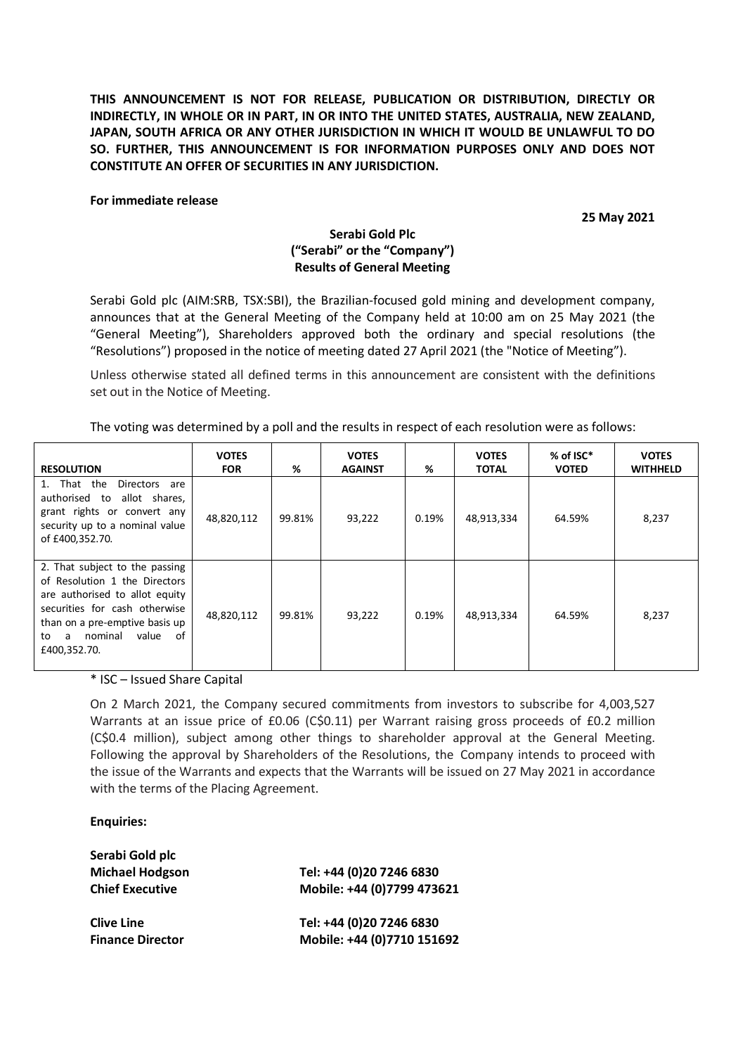**THIS ANNOUNCEMENT IS NOT FOR RELEASE, PUBLICATION OR DISTRIBUTION, DIRECTLY OR INDIRECTLY, IN WHOLE OR IN PART, IN OR INTO THE UNITED STATES, AUSTRALIA, NEW ZEALAND, JAPAN, SOUTH AFRICA OR ANY OTHER JURISDICTION IN WHICH IT WOULD BE UNLAWFUL TO DO SO. FURTHER, THIS ANNOUNCEMENT IS FOR INFORMATION PURPOSES ONLY AND DOES NOT CONSTITUTE AN OFFER OF SECURITIES IN ANY JURISDICTION.**

**For immediate release**

**25 May 2021**

**Serabi Gold Plc**
**("Serabi" or the "Company")**
**Results of General Meeting**

Serabi Gold plc (AIM:SRB, TSX:SBI), the Brazilian-focused gold mining and development company, announces that at the General Meeting of the Company held at 10:00 am on 25 May 2021 (the "General Meeting"), Shareholders approved both the ordinary and special resolutions (the "Resolutions") proposed in the notice of meeting dated 27 April 2021 (the "Notice of Meeting").

Unless otherwise stated all defined terms in this announcement are consistent with the definitions set out in the Notice of Meeting.

The voting was determined by a poll and the results in respect of each resolution were as follows:

| RESOLUTION | VOTES FOR | % | VOTES AGAINST | % | VOTES TOTAL | % of ISC* VOTED | VOTES WITHHELD |
|---|---|---|---|---|---|---|---|
| 1. That the Directors are authorised to allot shares, grant rights or convert any security up to a nominal value of £400,352.70. | 48,820,112 | 99.81% | 93,222 | 0.19% | 48,913,334 | 64.59% | 8,237 |
| 2. That subject to the passing of Resolution 1 the Directors are authorised to allot equity securities for cash otherwise than on a pre-emptive basis up to a nominal value of £400,352.70. | 48,820,112 | 99.81% | 93,222 | 0.19% | 48,913,334 | 64.59% | 8,237 |

\* ISC – Issued Share Capital

On 2 March 2021, the Company secured commitments from investors to subscribe for 4,003,527 Warrants at an issue price of £0.06 (C$0.11) per Warrant raising gross proceeds of £0.2 million (C$0.4 million), subject among other things to shareholder approval at the General Meeting. Following the approval by Shareholders of the Resolutions, the Company intends to proceed with the issue of the Warrants and expects that the Warrants will be issued on 27 May 2021 in accordance with the terms of the Placing Agreement.

**Enquiries:**

**Serabi Gold plc**

**Michael Hodgson** — **Tel: +44 (0)20 7246 6830**
**Chief Executive** — **Mobile: +44 (0)7799 473621**

**Clive Line** — **Tel: +44 (0)20 7246 6830**
**Finance Director** — **Mobile: +44 (0)7710 151692**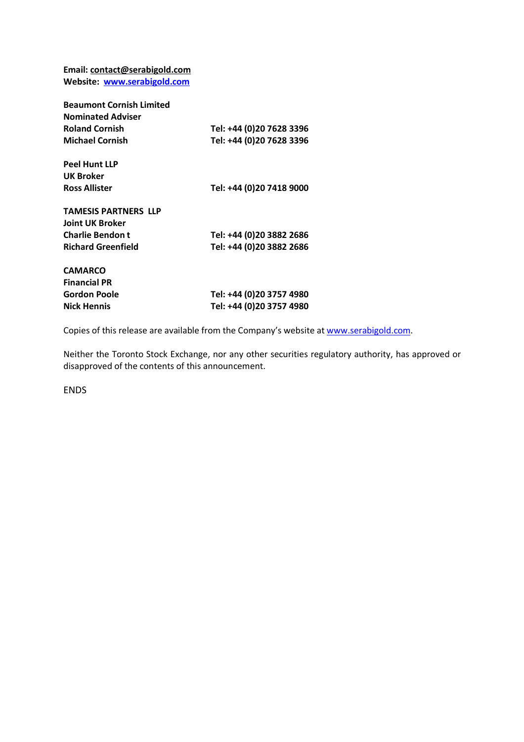**Email: contact@serabigold.com**
**Website: [www.serabigold.com](http://www.serabigold.com)**

| | |
|---|---|
| **Beaumont Cornish Limited** | |
| **Nominated Adviser** | |
| **Roland Cornish** | **Tel: +44 (0)20 7628 3396** |
| **Michael Cornish** | **Tel: +44 (0)20 7628 3396** |
| | |
| **Peel Hunt LLP** | |
| **UK Broker** | |
| **Ross Allister** | **Tel: +44 (0)20 7418 9000** |
| | |
| **TAMESIS PARTNERS LLP** | |
| **Joint UK Broker** | |
| **Charlie Bendon t** | **Tel: +44 (0)20 3882 2686** |
| **Richard Greenfield** | **Tel: +44 (0)20 3882 2686** |
| | |
| **CAMARCO** | |
| **Financial PR** | |
| **Gordon Poole** | **Tel: +44 (0)20 3757 4980** |
| **Nick Hennis** | **Tel: +44 (0)20 3757 4980** |

Copies of this release are available from the Company's website at [www.serabigold.com](http://www.serabigold.com).

Neither the Toronto Stock Exchange, nor any other securities regulatory authority, has approved or disapproved of the contents of this announcement.

ENDS